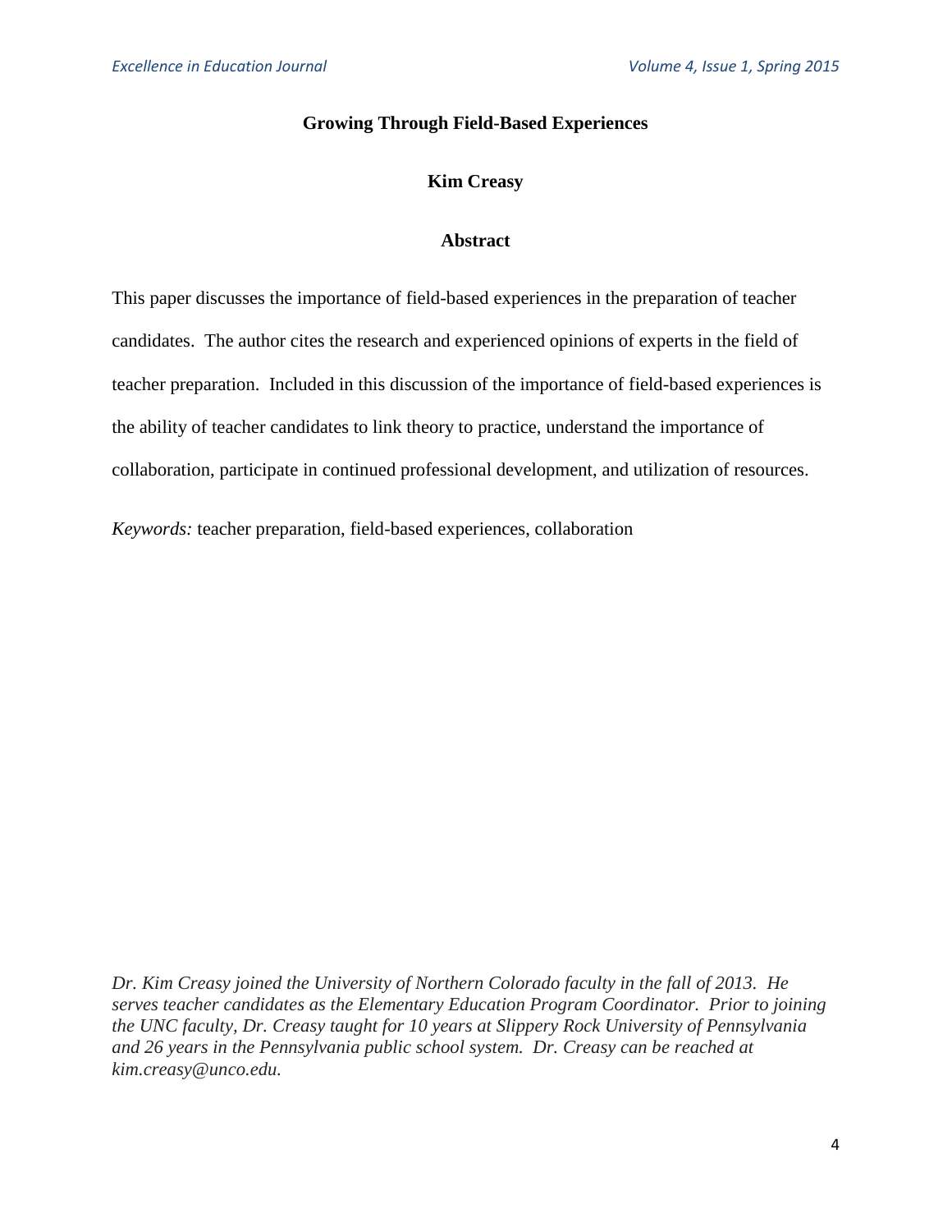# Growing Through Field-Based Experiences

**Kim Creasy**

## Abstract

This paper discusses the importance of field-based experiences in the preparation of teacher candidates. The author cites the research and experienced opinions of experts in the field of teacher preparation. Included in this discussion of the importance of field-based experiences is the ability of teacher candidates to link theory to practice, understand the importance of collaboration, participate in continued professional development, and utilization of resources.

*Keywords:* teacher preparation, field-based experiences, collaboration

*Dr. Kim Creasy joined the University of Northern Colorado faculty in the fall of 2013. He serves teacher candidates as the Elementary Education Program Coordinator. Prior to joining the UNC faculty, Dr. Creasy taught for 10 years at Slippery Rock University of Pennsylvania and 26 years in the Pennsylvania public school system. Dr. Creasy can be reached at kim.creasy@unco.edu.*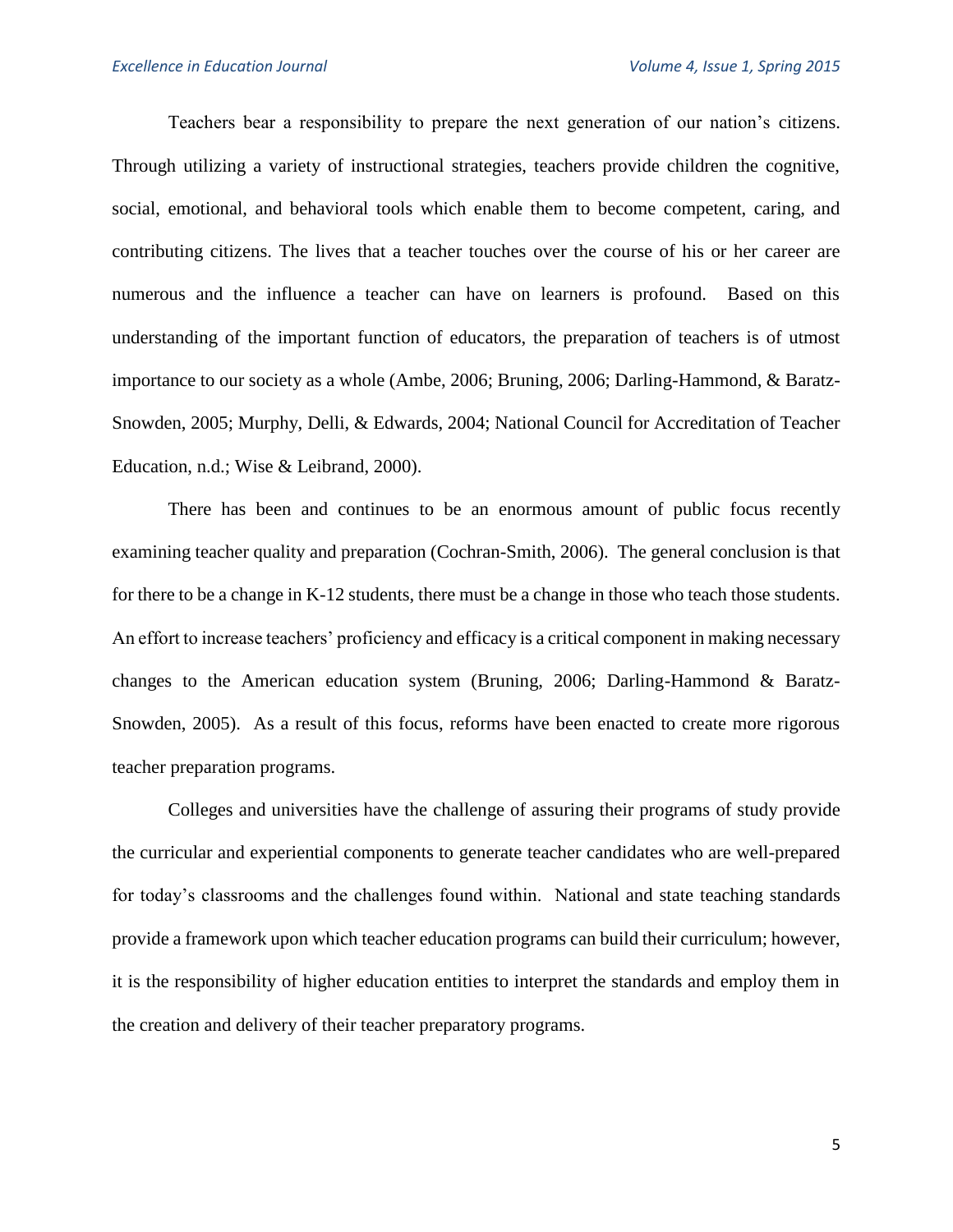Teachers bear a responsibility to prepare the next generation of our nation's citizens. Through utilizing a variety of instructional strategies, teachers provide children the cognitive, social, emotional, and behavioral tools which enable them to become competent, caring, and contributing citizens. The lives that a teacher touches over the course of his or her career are numerous and the influence a teacher can have on learners is profound. Based on this understanding of the important function of educators, the preparation of teachers is of utmost importance to our society as a whole (Ambe, 2006; Bruning, 2006; Darling-Hammond, & Baratz-Snowden, 2005; Murphy, Delli, & Edwards, 2004; National Council for Accreditation of Teacher Education, n.d.; Wise & Leibrand, 2000).

There has been and continues to be an enormous amount of public focus recently examining teacher quality and preparation (Cochran-Smith, 2006). The general conclusion is that for there to be a change in K-12 students, there must be a change in those who teach those students. An effort to increase teachers' proficiency and efficacy is a critical component in making necessary changes to the American education system (Bruning, 2006; Darling-Hammond & Baratz-Snowden, 2005). As a result of this focus, reforms have been enacted to create more rigorous teacher preparation programs.

Colleges and universities have the challenge of assuring their programs of study provide the curricular and experiential components to generate teacher candidates who are well-prepared for today's classrooms and the challenges found within. National and state teaching standards provide a framework upon which teacher education programs can build their curriculum; however, it is the responsibility of higher education entities to interpret the standards and employ them in the creation and delivery of their teacher preparatory programs.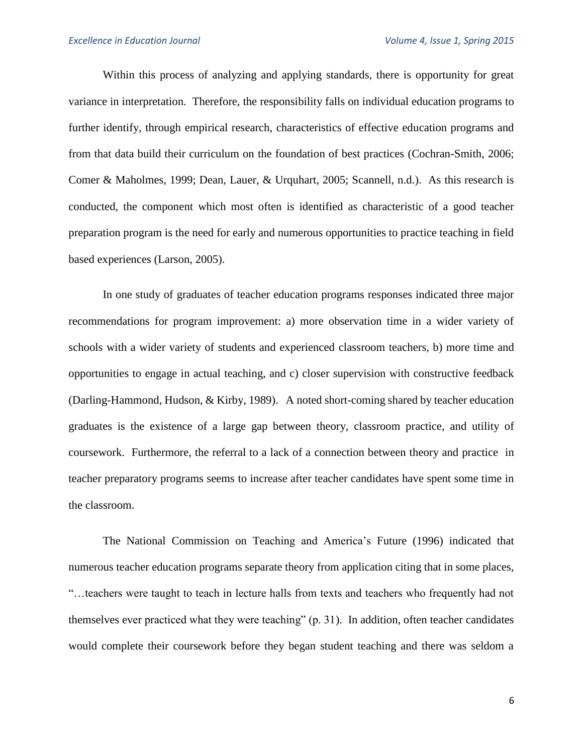Within this process of analyzing and applying standards, there is opportunity for great variance in interpretation. Therefore, the responsibility falls on individual education programs to further identify, through empirical research, characteristics of effective education programs and from that data build their curriculum on the foundation of best practices (Cochran-Smith, 2006; Comer & Maholmes, 1999; Dean, Lauer, & Urquhart, 2005; Scannell, n.d.). As this research is conducted, the component which most often is identified as characteristic of a good teacher preparation program is the need for early and numerous opportunities to practice teaching in field based experiences (Larson, 2005).

In one study of graduates of teacher education programs responses indicated three major recommendations for program improvement: a) more observation time in a wider variety of schools with a wider variety of students and experienced classroom teachers, b) more time and opportunities to engage in actual teaching, and c) closer supervision with constructive feedback (Darling-Hammond, Hudson, & Kirby, 1989). A noted short-coming shared by teacher education graduates is the existence of a large gap between theory, classroom practice, and utility of coursework. Furthermore, the referral to a lack of a connection between theory and practice in teacher preparatory programs seems to increase after teacher candidates have spent some time in the classroom.

The National Commission on Teaching and America's Future (1996) indicated that numerous teacher education programs separate theory from application citing that in some places, "…teachers were taught to teach in lecture halls from texts and teachers who frequently had not themselves ever practiced what they were teaching" (p. 31). In addition, often teacher candidates would complete their coursework before they began student teaching and there was seldom a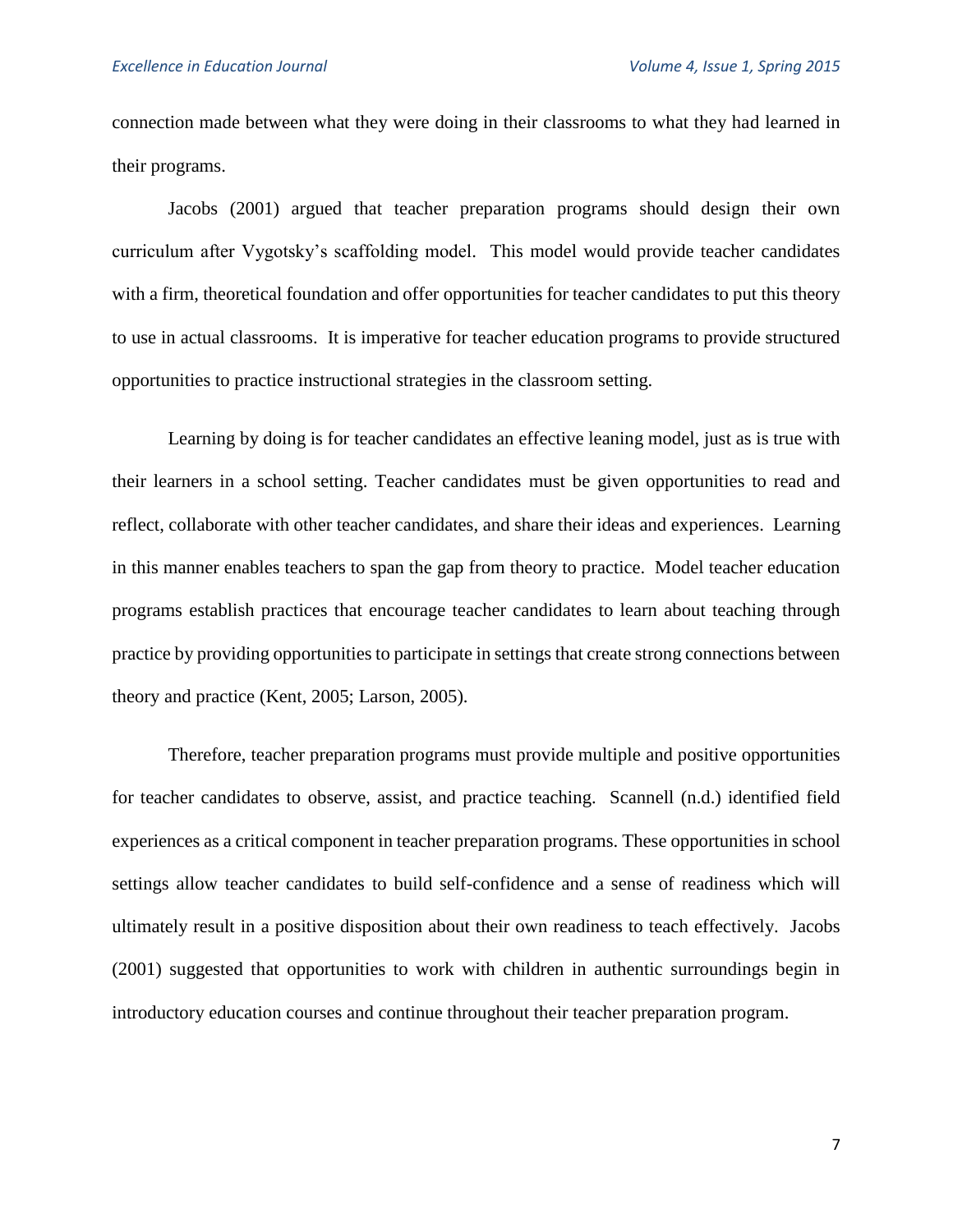connection made between what they were doing in their classrooms to what they had learned in their programs.

Jacobs (2001) argued that teacher preparation programs should design their own curriculum after Vygotsky's scaffolding model. This model would provide teacher candidates with a firm, theoretical foundation and offer opportunities for teacher candidates to put this theory to use in actual classrooms. It is imperative for teacher education programs to provide structured opportunities to practice instructional strategies in the classroom setting.

Learning by doing is for teacher candidates an effective leaning model, just as is true with their learners in a school setting. Teacher candidates must be given opportunities to read and reflect, collaborate with other teacher candidates, and share their ideas and experiences. Learning in this manner enables teachers to span the gap from theory to practice. Model teacher education programs establish practices that encourage teacher candidates to learn about teaching through practice by providing opportunities to participate in settings that create strong connections between theory and practice (Kent, 2005; Larson, 2005).

Therefore, teacher preparation programs must provide multiple and positive opportunities for teacher candidates to observe, assist, and practice teaching. Scannell (n.d.) identified field experiences as a critical component in teacher preparation programs. These opportunities in school settings allow teacher candidates to build self-confidence and a sense of readiness which will ultimately result in a positive disposition about their own readiness to teach effectively. Jacobs (2001) suggested that opportunities to work with children in authentic surroundings begin in introductory education courses and continue throughout their teacher preparation program.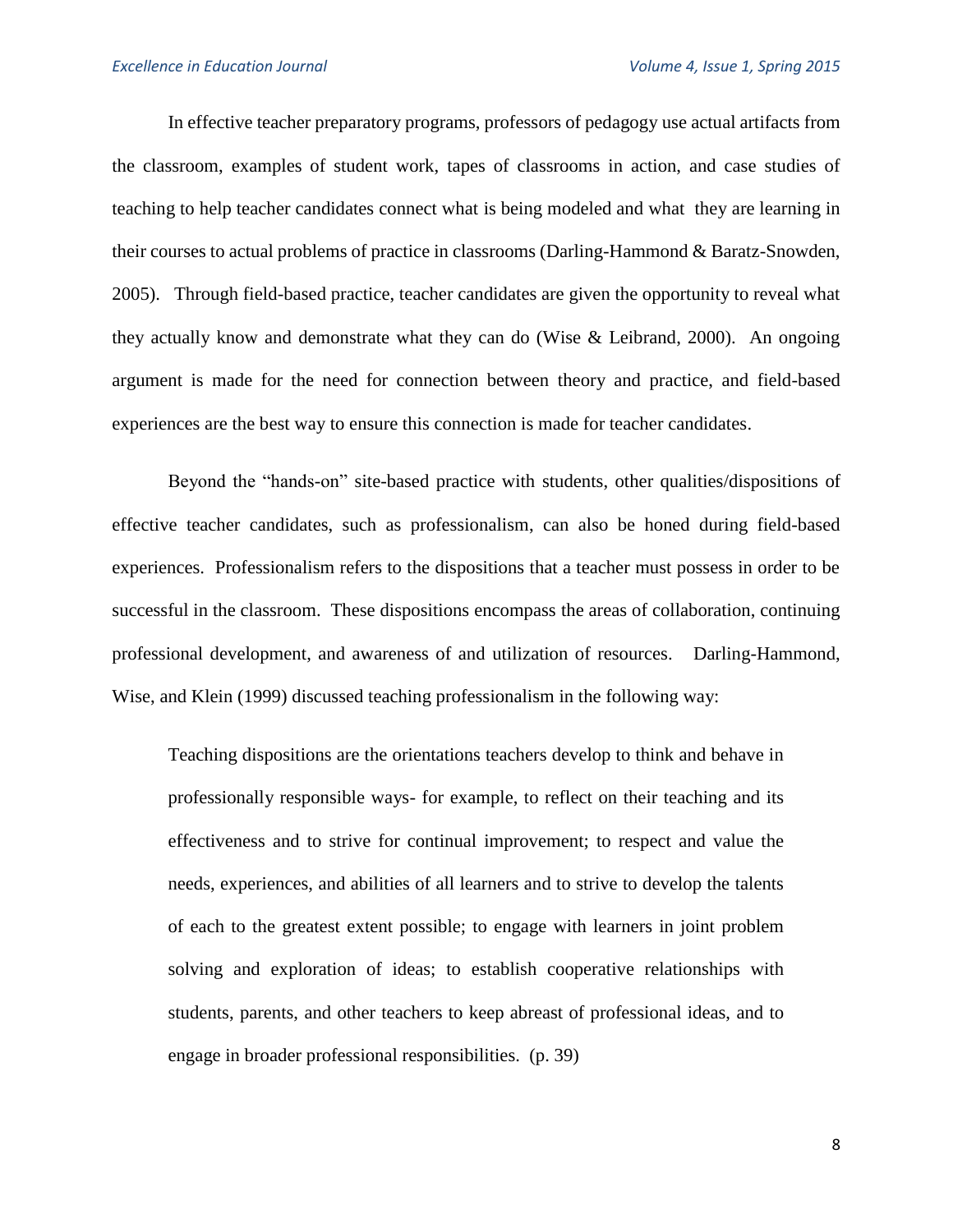In effective teacher preparatory programs, professors of pedagogy use actual artifacts from the classroom, examples of student work, tapes of classrooms in action, and case studies of teaching to help teacher candidates connect what is being modeled and what they are learning in their courses to actual problems of practice in classrooms (Darling-Hammond & Baratz-Snowden, 2005). Through field-based practice, teacher candidates are given the opportunity to reveal what they actually know and demonstrate what they can do (Wise & Leibrand, 2000). An ongoing argument is made for the need for connection between theory and practice, and field-based experiences are the best way to ensure this connection is made for teacher candidates.

Beyond the "hands-on" site-based practice with students, other qualities/dispositions of effective teacher candidates, such as professionalism, can also be honed during field-based experiences. Professionalism refers to the dispositions that a teacher must possess in order to be successful in the classroom. These dispositions encompass the areas of collaboration, continuing professional development, and awareness of and utilization of resources. Darling-Hammond, Wise, and Klein (1999) discussed teaching professionalism in the following way:

> Teaching dispositions are the orientations teachers develop to think and behave in professionally responsible ways- for example, to reflect on their teaching and its effectiveness and to strive for continual improvement; to respect and value the needs, experiences, and abilities of all learners and to strive to develop the talents of each to the greatest extent possible; to engage with learners in joint problem solving and exploration of ideas; to establish cooperative relationships with students, parents, and other teachers to keep abreast of professional ideas, and to engage in broader professional responsibilities. (p. 39)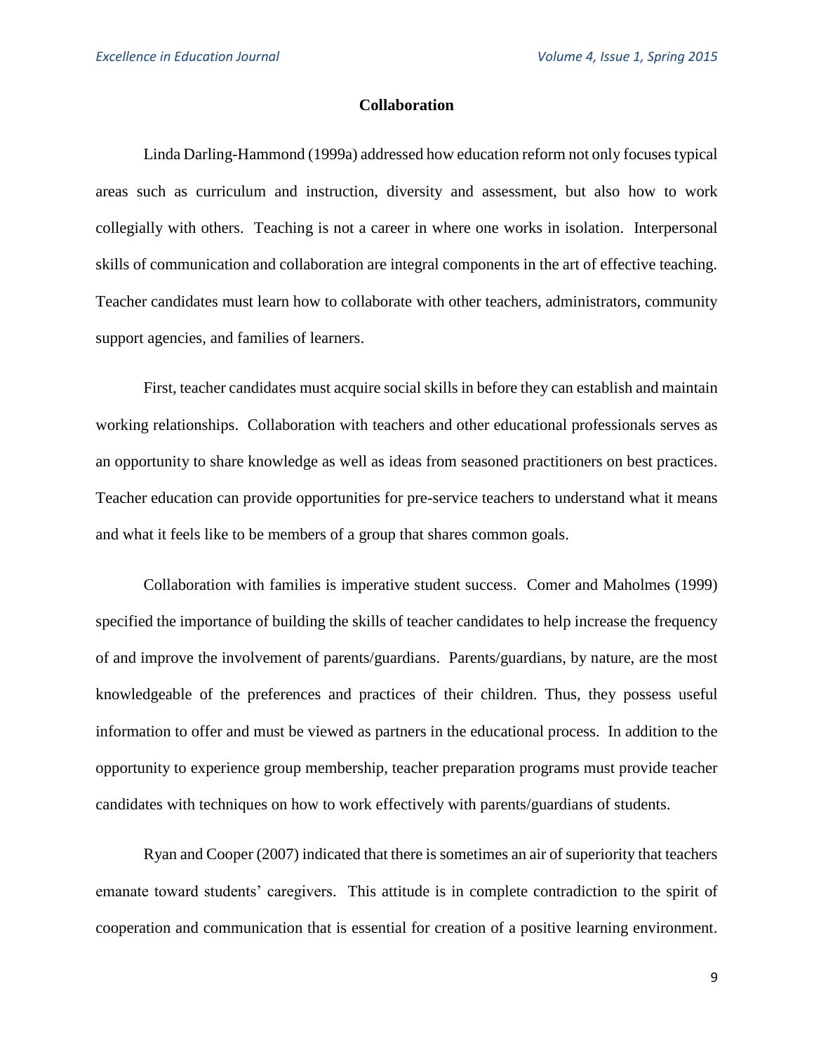## Collaboration

Linda Darling-Hammond (1999a) addressed how education reform not only focuses typical areas such as curriculum and instruction, diversity and assessment, but also how to work collegially with others. Teaching is not a career in where one works in isolation. Interpersonal skills of communication and collaboration are integral components in the art of effective teaching. Teacher candidates must learn how to collaborate with other teachers, administrators, community support agencies, and families of learners.

First, teacher candidates must acquire social skills in before they can establish and maintain working relationships. Collaboration with teachers and other educational professionals serves as an opportunity to share knowledge as well as ideas from seasoned practitioners on best practices. Teacher education can provide opportunities for pre-service teachers to understand what it means and what it feels like to be members of a group that shares common goals.

Collaboration with families is imperative student success. Comer and Maholmes (1999) specified the importance of building the skills of teacher candidates to help increase the frequency of and improve the involvement of parents/guardians. Parents/guardians, by nature, are the most knowledgeable of the preferences and practices of their children. Thus, they possess useful information to offer and must be viewed as partners in the educational process. In addition to the opportunity to experience group membership, teacher preparation programs must provide teacher candidates with techniques on how to work effectively with parents/guardians of students.

Ryan and Cooper (2007) indicated that there is sometimes an air of superiority that teachers emanate toward students' caregivers. This attitude is in complete contradiction to the spirit of cooperation and communication that is essential for creation of a positive learning environment.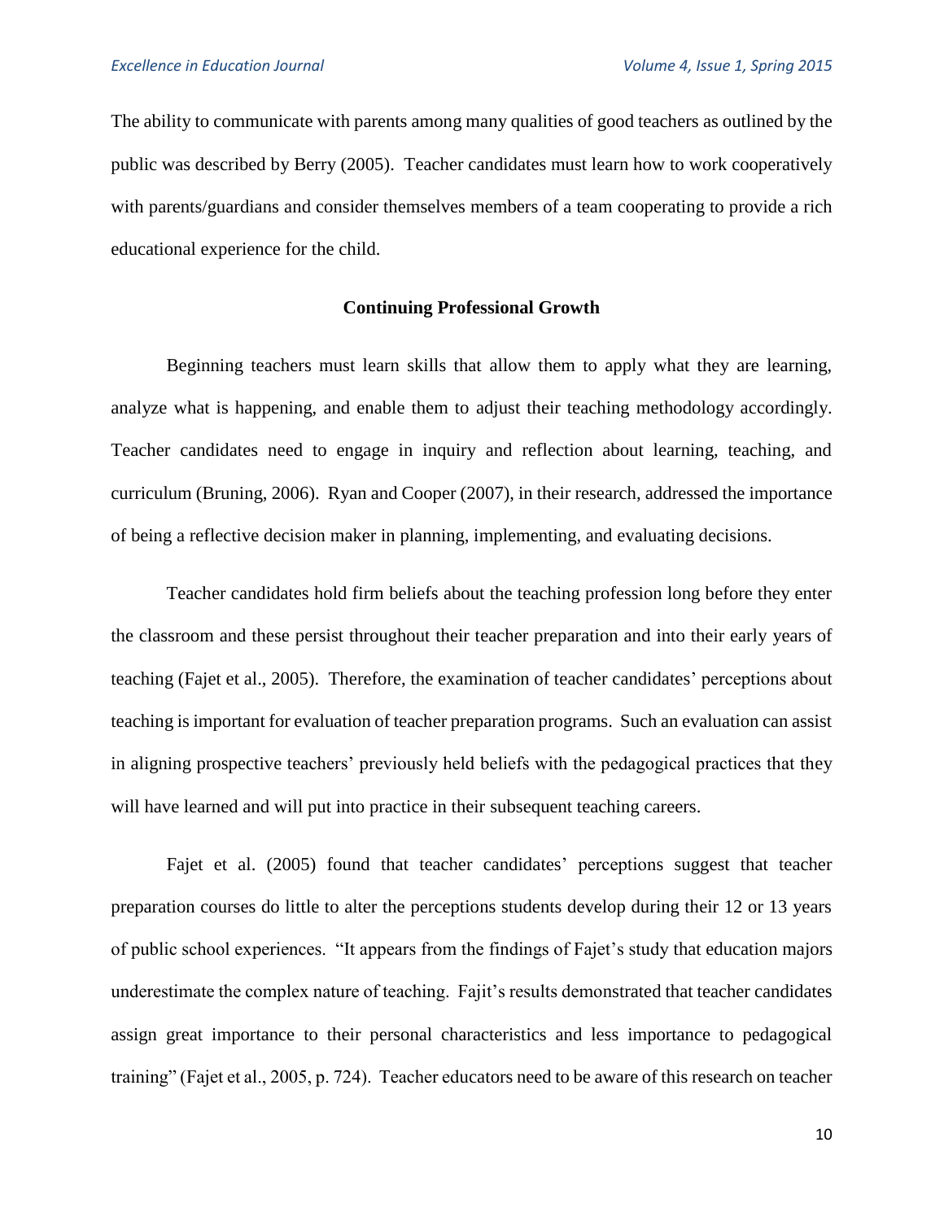The ability to communicate with parents among many qualities of good teachers as outlined by the public was described by Berry (2005). Teacher candidates must learn how to work cooperatively with parents/guardians and consider themselves members of a team cooperating to provide a rich educational experience for the child.

## Continuing Professional Growth

Beginning teachers must learn skills that allow them to apply what they are learning, analyze what is happening, and enable them to adjust their teaching methodology accordingly. Teacher candidates need to engage in inquiry and reflection about learning, teaching, and curriculum (Bruning, 2006). Ryan and Cooper (2007), in their research, addressed the importance of being a reflective decision maker in planning, implementing, and evaluating decisions.

Teacher candidates hold firm beliefs about the teaching profession long before they enter the classroom and these persist throughout their teacher preparation and into their early years of teaching (Fajet et al., 2005). Therefore, the examination of teacher candidates' perceptions about teaching is important for evaluation of teacher preparation programs. Such an evaluation can assist in aligning prospective teachers' previously held beliefs with the pedagogical practices that they will have learned and will put into practice in their subsequent teaching careers.

Fajet et al. (2005) found that teacher candidates' perceptions suggest that teacher preparation courses do little to alter the perceptions students develop during their 12 or 13 years of public school experiences. "It appears from the findings of Fajet's study that education majors underestimate the complex nature of teaching. Fajit's results demonstrated that teacher candidates assign great importance to their personal characteristics and less importance to pedagogical training" (Fajet et al., 2005, p. 724). Teacher educators need to be aware of this research on teacher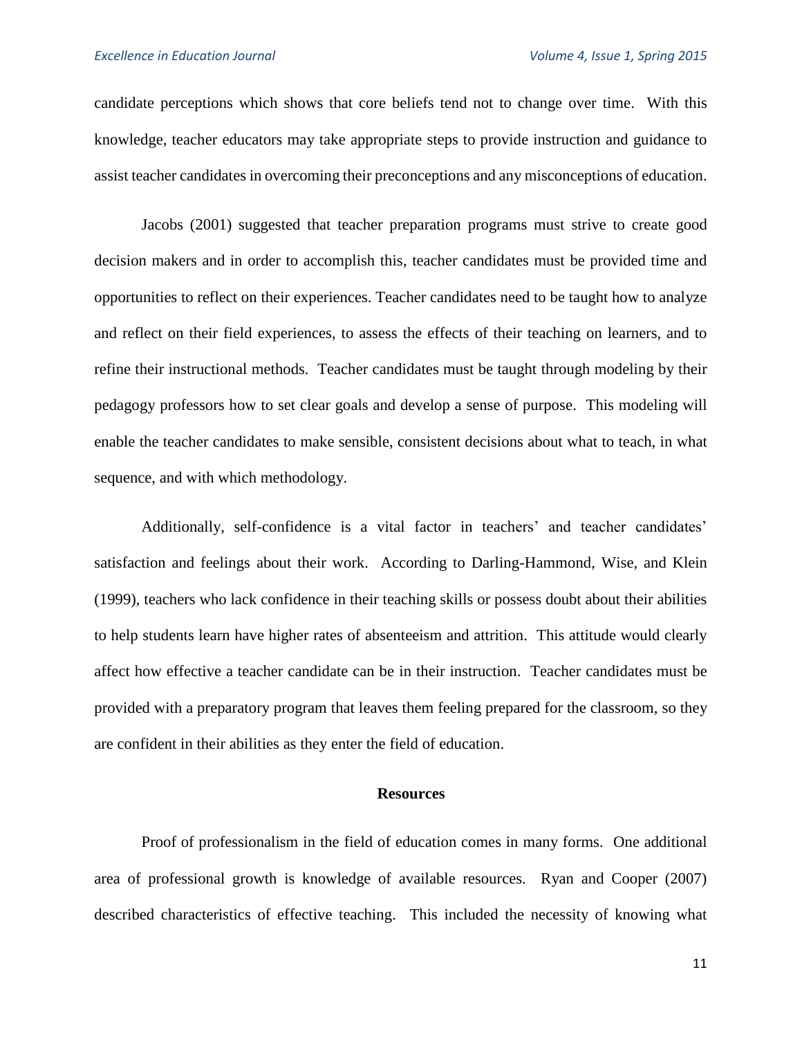candidate perceptions which shows that core beliefs tend not to change over time. With this knowledge, teacher educators may take appropriate steps to provide instruction and guidance to assist teacher candidates in overcoming their preconceptions and any misconceptions of education.

Jacobs (2001) suggested that teacher preparation programs must strive to create good decision makers and in order to accomplish this, teacher candidates must be provided time and opportunities to reflect on their experiences. Teacher candidates need to be taught how to analyze and reflect on their field experiences, to assess the effects of their teaching on learners, and to refine their instructional methods. Teacher candidates must be taught through modeling by their pedagogy professors how to set clear goals and develop a sense of purpose. This modeling will enable the teacher candidates to make sensible, consistent decisions about what to teach, in what sequence, and with which methodology.

Additionally, self-confidence is a vital factor in teachers' and teacher candidates' satisfaction and feelings about their work. According to Darling-Hammond, Wise, and Klein (1999), teachers who lack confidence in their teaching skills or possess doubt about their abilities to help students learn have higher rates of absenteeism and attrition. This attitude would clearly affect how effective a teacher candidate can be in their instruction. Teacher candidates must be provided with a preparatory program that leaves them feeling prepared for the classroom, so they are confident in their abilities as they enter the field of education.

## Resources

Proof of professionalism in the field of education comes in many forms. One additional area of professional growth is knowledge of available resources. Ryan and Cooper (2007) described characteristics of effective teaching. This included the necessity of knowing what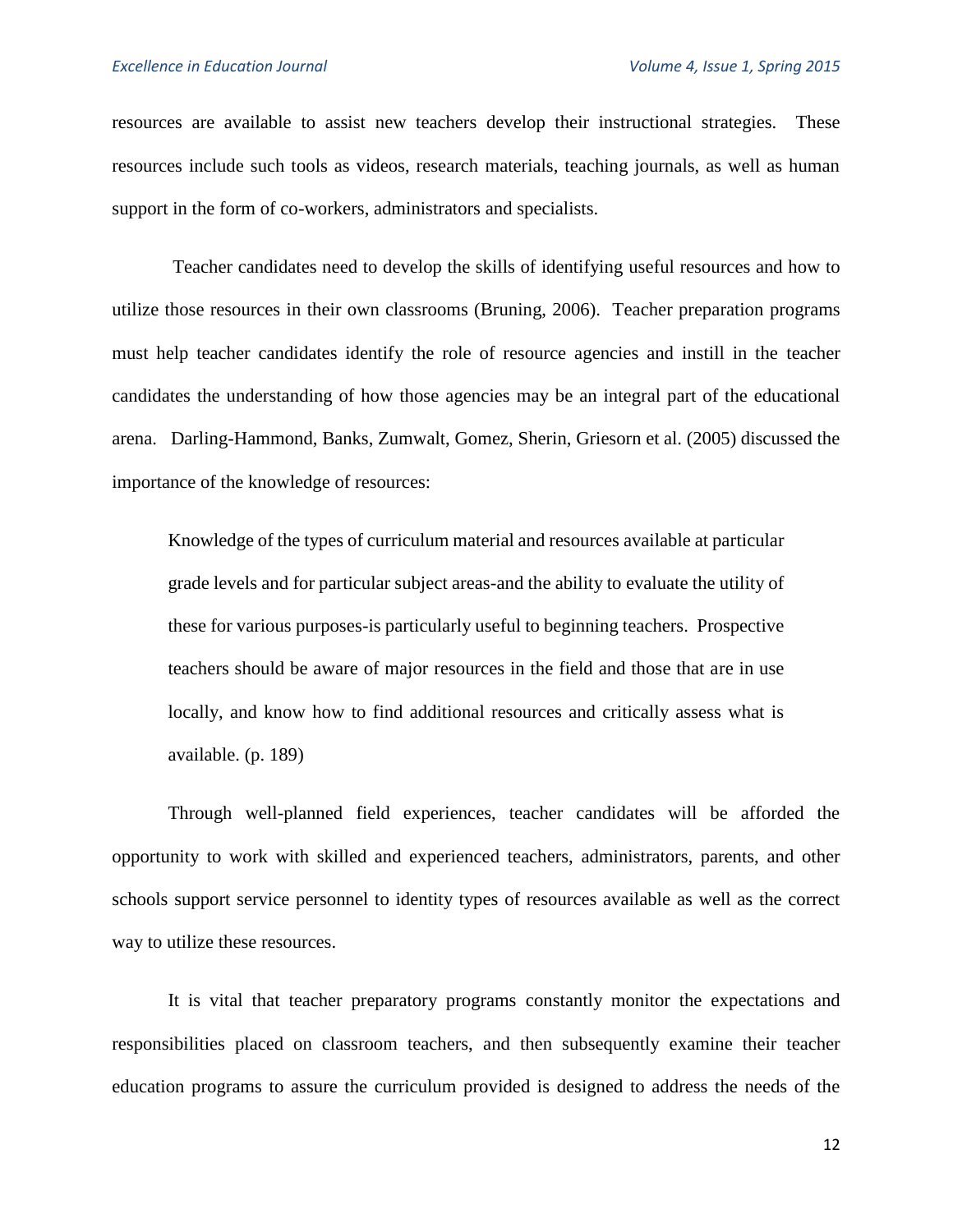resources are available to assist new teachers develop their instructional strategies. These resources include such tools as videos, research materials, teaching journals, as well as human support in the form of co-workers, administrators and specialists.

Teacher candidates need to develop the skills of identifying useful resources and how to utilize those resources in their own classrooms (Bruning, 2006). Teacher preparation programs must help teacher candidates identify the role of resource agencies and instill in the teacher candidates the understanding of how those agencies may be an integral part of the educational arena. Darling-Hammond, Banks, Zumwalt, Gomez, Sherin, Griesorn et al. (2005) discussed the importance of the knowledge of resources:

> Knowledge of the types of curriculum material and resources available at particular grade levels and for particular subject areas-and the ability to evaluate the utility of these for various purposes-is particularly useful to beginning teachers. Prospective teachers should be aware of major resources in the field and those that are in use locally, and know how to find additional resources and critically assess what is available. (p. 189)

Through well-planned field experiences, teacher candidates will be afforded the opportunity to work with skilled and experienced teachers, administrators, parents, and other schools support service personnel to identity types of resources available as well as the correct way to utilize these resources.

It is vital that teacher preparatory programs constantly monitor the expectations and responsibilities placed on classroom teachers, and then subsequently examine their teacher education programs to assure the curriculum provided is designed to address the needs of the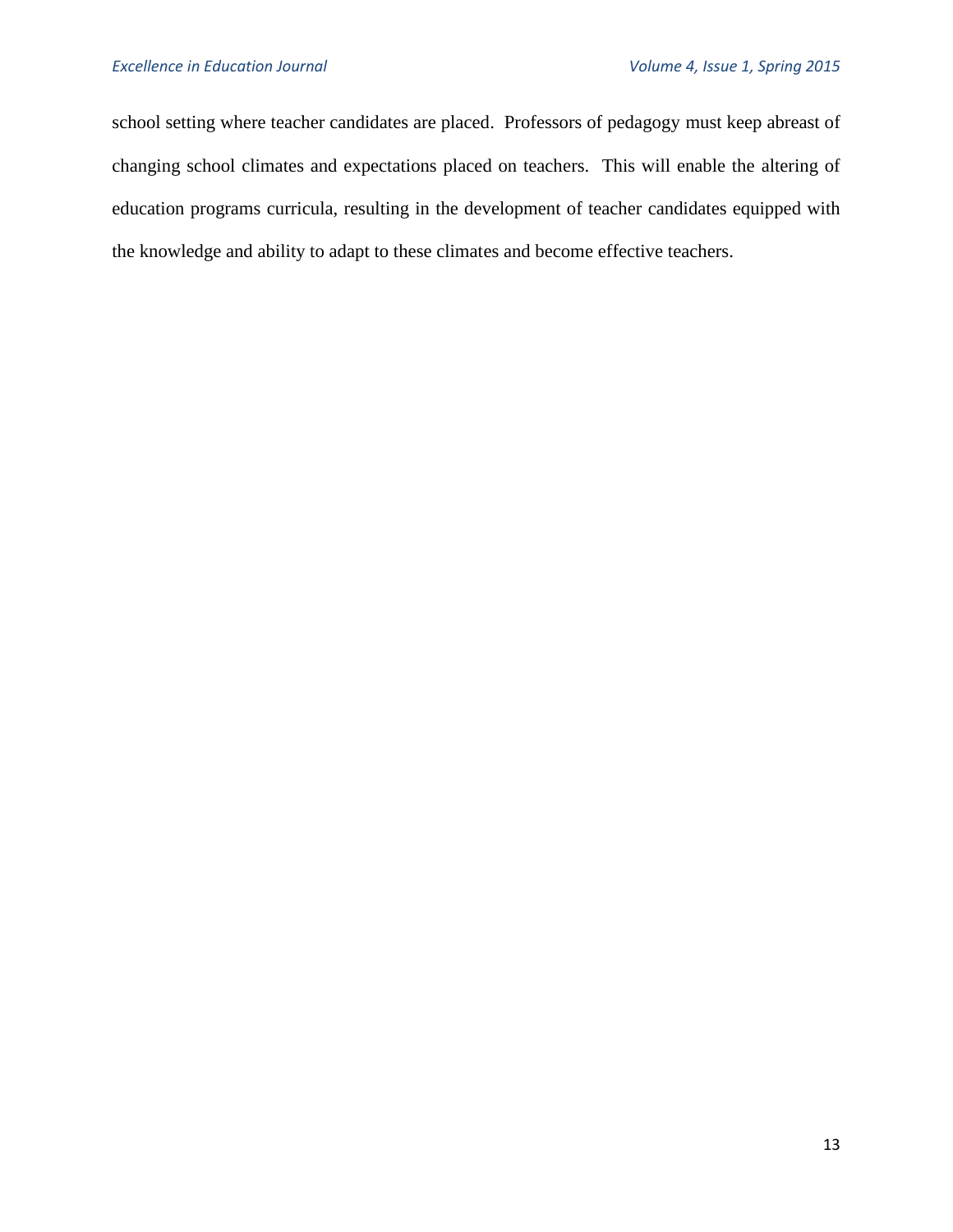school setting where teacher candidates are placed. Professors of pedagogy must keep abreast of changing school climates and expectations placed on teachers. This will enable the altering of education programs curricula, resulting in the development of teacher candidates equipped with the knowledge and ability to adapt to these climates and become effective teachers.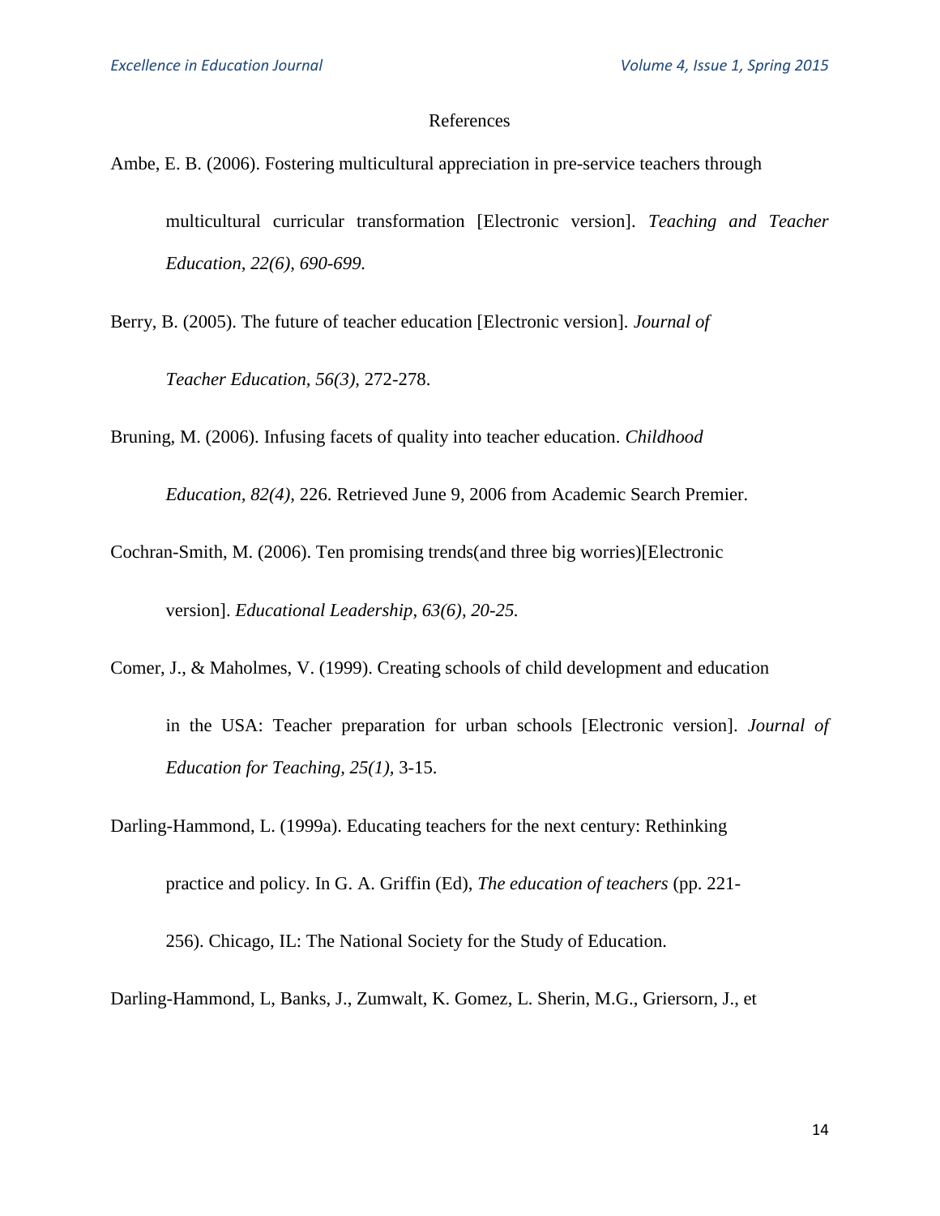References

Ambe, E. B. (2006). Fostering multicultural appreciation in pre-service teachers through multicultural curricular transformation [Electronic version]. *Teaching and Teacher Education, 22(6), 690-699.*

Berry, B. (2005). The future of teacher education [Electronic version]. *Journal of Teacher Education, 56(3),* 272-278.

Bruning, M. (2006). Infusing facets of quality into teacher education. *Childhood Education, 82(4),* 226. Retrieved June 9, 2006 from Academic Search Premier.

Cochran-Smith, M. (2006). Ten promising trends(and three big worries)[Electronic version]. *Educational Leadership, 63(6), 20-25.*

Comer, J., & Maholmes, V. (1999). Creating schools of child development and education in the USA: Teacher preparation for urban schools [Electronic version]. *Journal of Education for Teaching, 25(1),* 3-15.

Darling-Hammond, L. (1999a). Educating teachers for the next century: Rethinking practice and policy. In G. A. Griffin (Ed), *The education of teachers* (pp. 221-256). Chicago, IL: The National Society for the Study of Education.

Darling-Hammond, L, Banks, J., Zumwalt, K. Gomez, L. Sherin, M.G., Griersorn, J., et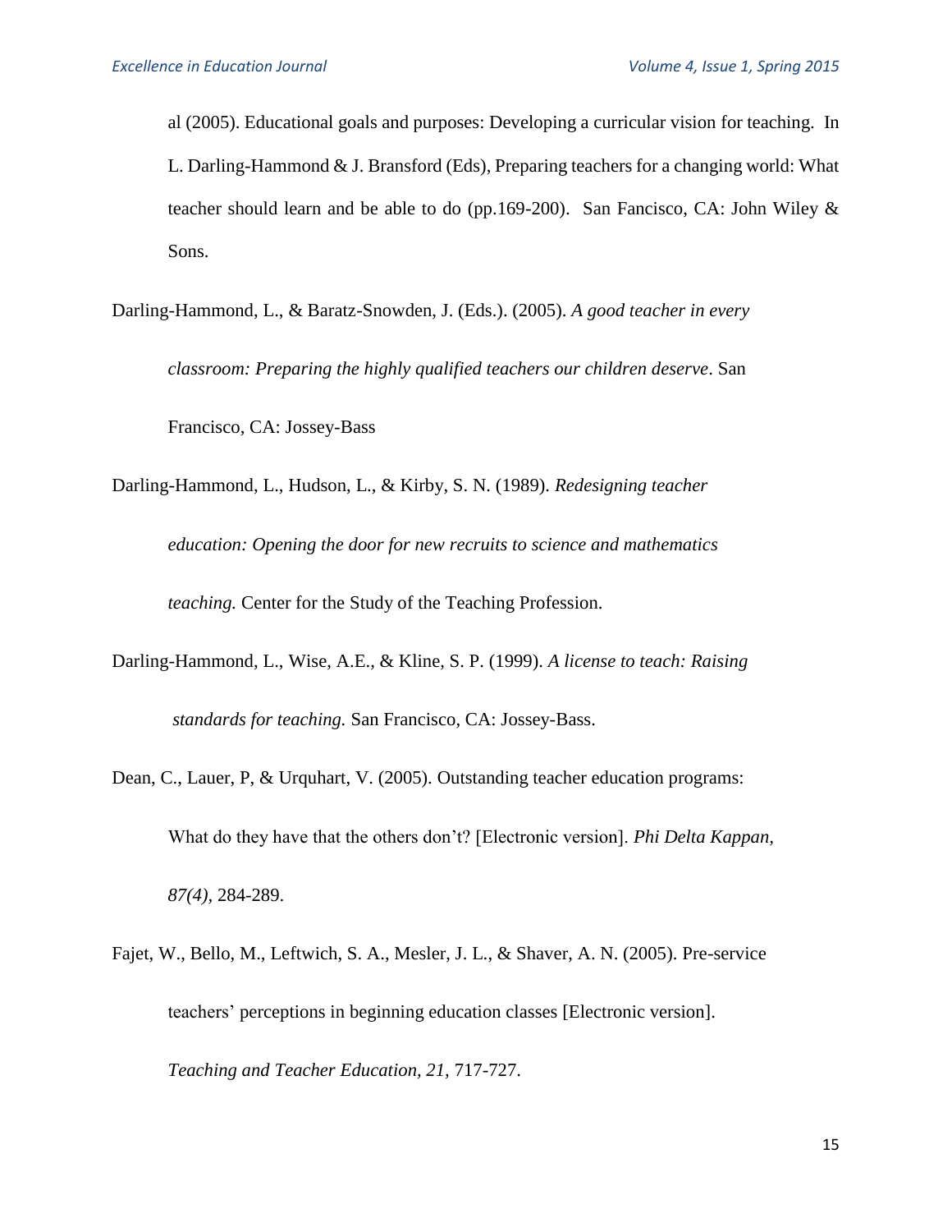al (2005). Educational goals and purposes: Developing a curricular vision for teaching. In L. Darling-Hammond & J. Bransford (Eds), Preparing teachers for a changing world: What teacher should learn and be able to do (pp.169-200). San Fancisco, CA: John Wiley & Sons.

Darling-Hammond, L., & Baratz-Snowden, J. (Eds.). (2005). *A good teacher in every classroom: Preparing the highly qualified teachers our children deserve*. San Francisco, CA: Jossey-Bass

Darling-Hammond, L., Hudson, L., & Kirby, S. N. (1989). *Redesigning teacher education: Opening the door for new recruits to science and mathematics teaching.* Center for the Study of the Teaching Profession.

Darling-Hammond, L., Wise, A.E., & Kline, S. P. (1999). *A license to teach: Raising standards for teaching.* San Francisco, CA: Jossey-Bass.

Dean, C., Lauer, P, & Urquhart, V. (2005). Outstanding teacher education programs: What do they have that the others don't? [Electronic version]. *Phi Delta Kappan, 87(4)*, 284-289.

Fajet, W., Bello, M., Leftwich, S. A., Mesler, J. L., & Shaver, A. N. (2005). Pre-service teachers' perceptions in beginning education classes [Electronic version]. *Teaching and Teacher Education, 21*, 717-727.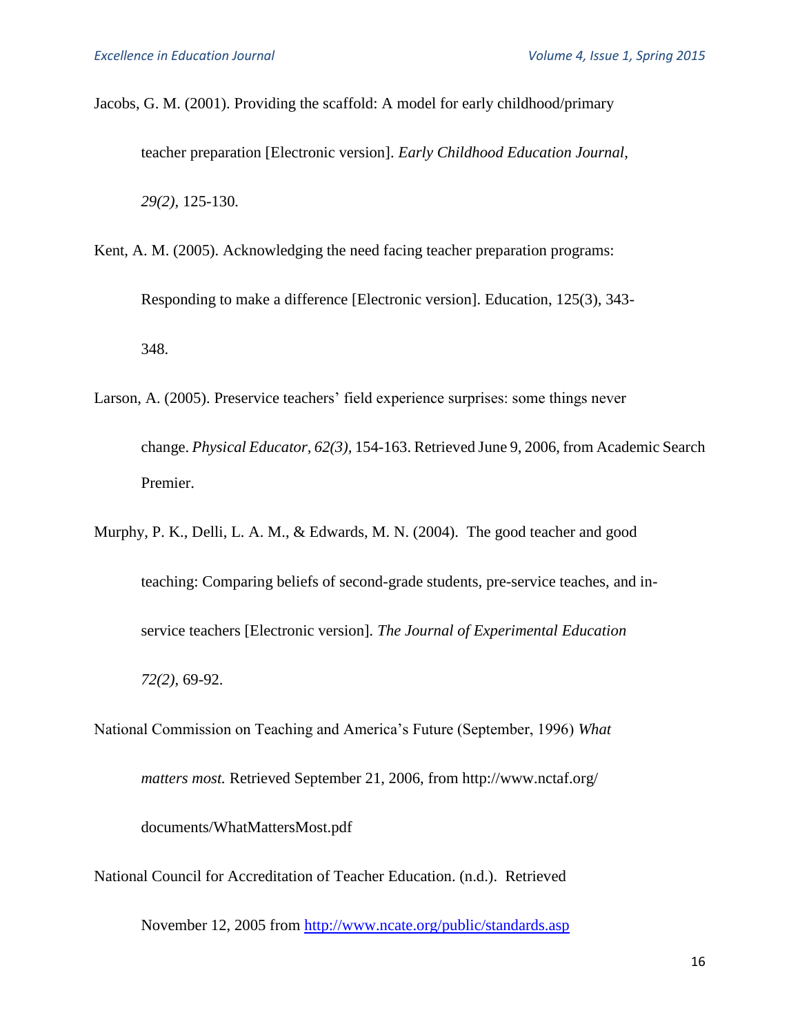Jacobs, G. M. (2001). Providing the scaffold: A model for early childhood/primary teacher preparation [Electronic version]. *Early Childhood Education Journal, 29(2),* 125-130.

Kent, A. M. (2005). Acknowledging the need facing teacher preparation programs: Responding to make a difference [Electronic version]. Education, 125(3), 343-348.

Larson, A. (2005). Preservice teachers' field experience surprises: some things never change. *Physical Educator, 62(3),* 154-163. Retrieved June 9, 2006, from Academic Search Premier.

Murphy, P. K., Delli, L. A. M., & Edwards, M. N. (2004). The good teacher and good teaching: Comparing beliefs of second-grade students, pre-service teaches, and in-service teachers [Electronic version]. *The Journal of Experimental Education 72(2),* 69-92.

National Commission on Teaching and America's Future (September, 1996) *What matters most.* Retrieved September 21, 2006, from http://www.nctaf.org/documents/WhatMattersMost.pdf

National Council for Accreditation of Teacher Education. (n.d.). Retrieved November 12, 2005 from http://www.ncate.org/public/standards.asp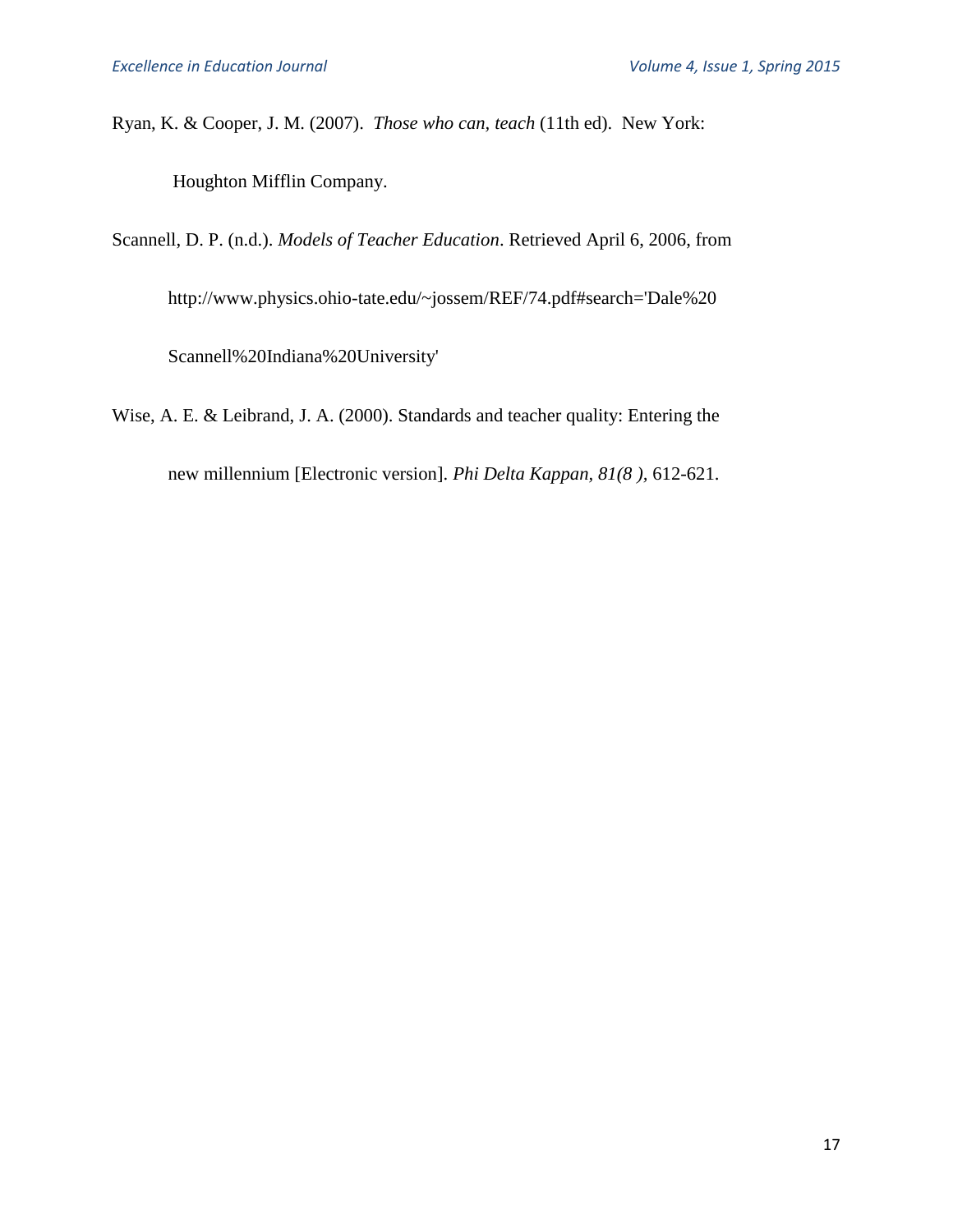Ryan, K. & Cooper, J. M. (2007). *Those who can, teach* (11th ed). New York: Houghton Mifflin Company.

Scannell, D. P. (n.d.). *Models of Teacher Education*. Retrieved April 6, 2006, from http://www.physics.ohio-tate.edu/~jossem/REF/74.pdf#search='Dale%20Scannell%20Indiana%20University'

Wise, A. E. & Leibrand, J. A. (2000). Standards and teacher quality: Entering the new millennium [Electronic version]. *Phi Delta Kappan, 81(8 ),* 612-621.